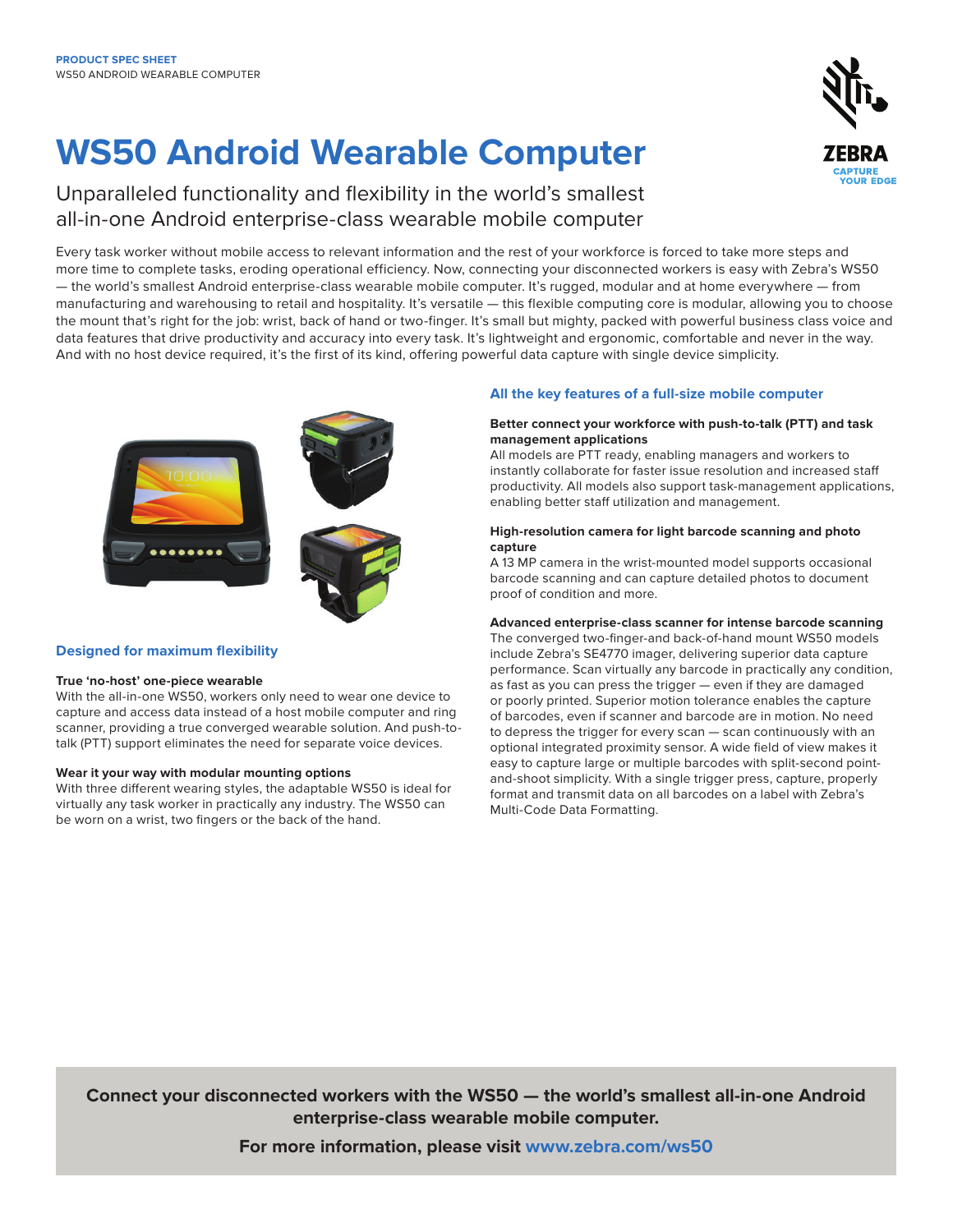PRODUCT SPEC SHEET
WS50 ANDROID WEARABLE COMPUTER

# WS50 Android Wearable Computer

## Unparalleled functionality and flexibility in the world's smallest all-in-one Android enterprise-class wearable mobile computer

Every task worker without mobile access to relevant information and the rest of your workforce is forced to take more steps and more time to complete tasks, eroding operational efficiency. Now, connecting your disconnected workers is easy with Zebra's WS50 — the world's smallest Android enterprise-class wearable mobile computer. It's rugged, modular and at home everywhere — from manufacturing and warehousing to retail and hospitality. It's versatile — this flexible computing core is modular, allowing you to choose the mount that's right for the job: wrist, back of hand or two-finger. It's small but mighty, packed with powerful business class voice and data features that drive productivity and accuracy into every task. It's lightweight and ergonomic, comfortable and never in the way. And with no host device required, it's the first of its kind, offering powerful data capture with single device simplicity.

### Designed for maximum flexibility

**True 'no-host' one-piece wearable**
With the all-in-one WS50, workers only need to wear one device to capture and access data instead of a host mobile computer and ring scanner, providing a true converged wearable solution. And push-to-talk (PTT) support eliminates the need for separate voice devices.

**Wear it your way with modular mounting options**
With three different wearing styles, the adaptable WS50 is ideal for virtually any task worker in practically any industry. The WS50 can be worn on a wrist, two fingers or the back of the hand.

### All the key features of a full-size mobile computer

**Better connect your workforce with push-to-talk (PTT) and task management applications**
All models are PTT ready, enabling managers and workers to instantly collaborate for faster issue resolution and increased staff productivity. All models also support task-management applications, enabling better staff utilization and management.

**High-resolution camera for light barcode scanning and photo capture**
A 13 MP camera in the wrist-mounted model supports occasional barcode scanning and can capture detailed photos to document proof of condition and more.

**Advanced enterprise-class scanner for intense barcode scanning**
The converged two-finger-and back-of-hand mount WS50 models include Zebra's SE4770 imager, delivering superior data capture performance. Scan virtually any barcode in practically any condition, as fast as you can press the trigger — even if they are damaged or poorly printed. Superior motion tolerance enables the capture of barcodes, even if scanner and barcode are in motion. No need to depress the trigger for every scan — scan continuously with an optional integrated proximity sensor. A wide field of view makes it easy to capture large or multiple barcodes with split-second point-and-shoot simplicity. With a single trigger press, capture, properly format and transmit data on all barcodes on a label with Zebra's Multi-Code Data Formatting.

**Connect your disconnected workers with the WS50 — the world's smallest all-in-one Android enterprise-class wearable mobile computer.**

**For more information, please visit www.zebra.com/ws50**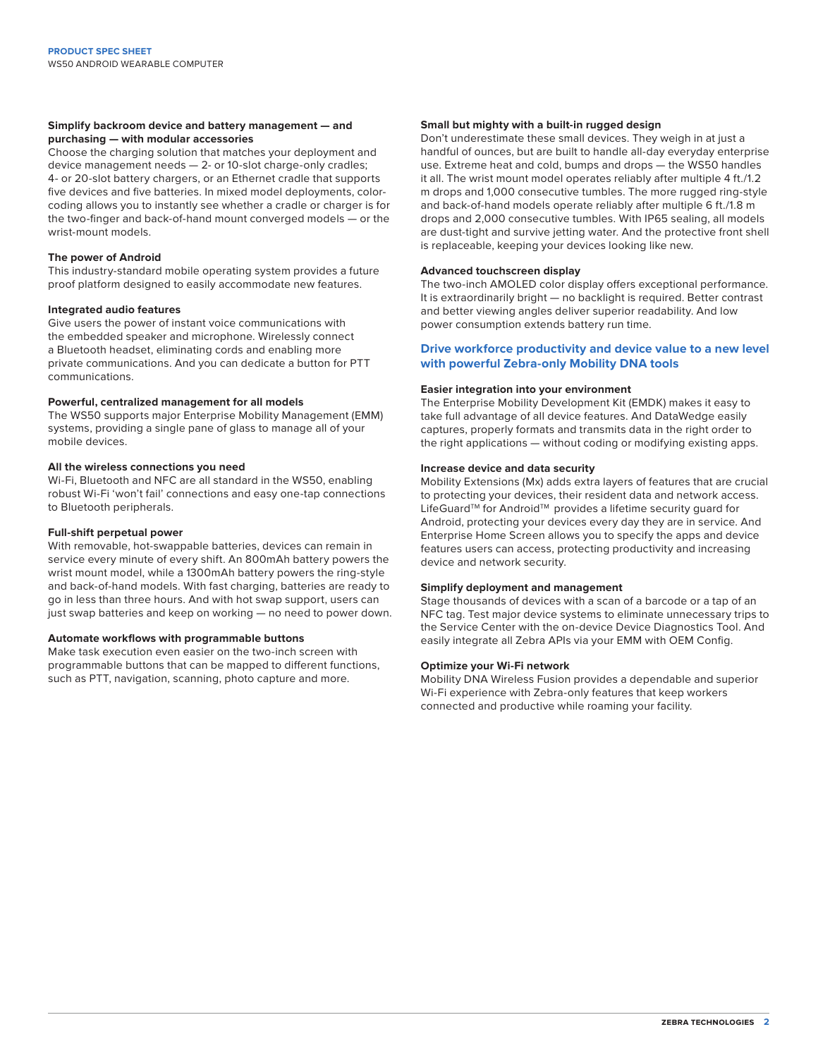### Simplify backroom device and battery management — and purchasing — with modular accessories

Choose the charging solution that matches your deployment and device management needs — 2- or 10-slot charge-only cradles; 4- or 20-slot battery chargers, or an Ethernet cradle that supports five devices and five batteries. In mixed model deployments, color-coding allows you to instantly see whether a cradle or charger is for the two-finger and back-of-hand mount converged models — or the wrist-mount models.

### The power of Android

This industry-standard mobile operating system provides a future proof platform designed to easily accommodate new features.

### Integrated audio features

Give users the power of instant voice communications with the embedded speaker and microphone. Wirelessly connect a Bluetooth headset, eliminating cords and enabling more private communications. And you can dedicate a button for PTT communications.

### Powerful, centralized management for all models

The WS50 supports major Enterprise Mobility Management (EMM) systems, providing a single pane of glass to manage all of your mobile devices.

### All the wireless connections you need

Wi-Fi, Bluetooth and NFC are all standard in the WS50, enabling robust Wi-Fi 'won't fail' connections and easy one-tap connections to Bluetooth peripherals.

### Full-shift perpetual power

With removable, hot-swappable batteries, devices can remain in service every minute of every shift. An 800mAh battery powers the wrist mount model, while a 1300mAh battery powers the ring-style and back-of-hand models. With fast charging, batteries are ready to go in less than three hours. And with hot swap support, users can just swap batteries and keep on working — no need to power down.

### Automate workflows with programmable buttons

Make task execution even easier on the two-inch screen with programmable buttons that can be mapped to different functions, such as PTT, navigation, scanning, photo capture and more.

### Small but mighty with a built-in rugged design

Don't underestimate these small devices. They weigh in at just a handful of ounces, but are built to handle all-day everyday enterprise use. Extreme heat and cold, bumps and drops — the WS50 handles it all. The wrist mount model operates reliably after multiple 4 ft./1.2 m drops and 1,000 consecutive tumbles. The more rugged ring-style and back-of-hand models operate reliably after multiple 6 ft./1.8 m drops and 2,000 consecutive tumbles. With IP65 sealing, all models are dust-tight and survive jetting water. And the protective front shell is replaceable, keeping your devices looking like new.

### Advanced touchscreen display

The two-inch AMOLED color display offers exceptional performance. It is extraordinarily bright — no backlight is required. Better contrast and better viewing angles deliver superior readability. And low power consumption extends battery run time.

## Drive workforce productivity and device value to a new level with powerful Zebra-only Mobility DNA tools

### Easier integration into your environment

The Enterprise Mobility Development Kit (EMDK) makes it easy to take full advantage of all device features. And DataWedge easily captures, properly formats and transmits data in the right order to the right applications — without coding or modifying existing apps.

### Increase device and data security

Mobility Extensions (Mx) adds extra layers of features that are crucial to protecting your devices, their resident data and network access. LifeGuard™ for Android™ provides a lifetime security guard for Android, protecting your devices every day they are in service. And Enterprise Home Screen allows you to specify the apps and device features users can access, protecting productivity and increasing device and network security.

### Simplify deployment and management

Stage thousands of devices with a scan of a barcode or a tap of an NFC tag. Test major device systems to eliminate unnecessary trips to the Service Center with the on-device Device Diagnostics Tool. And easily integrate all Zebra APIs via your EMM with OEM Config.

### Optimize your Wi-Fi network

Mobility DNA Wireless Fusion provides a dependable and superior Wi-Fi experience with Zebra-only features that keep workers connected and productive while roaming your facility.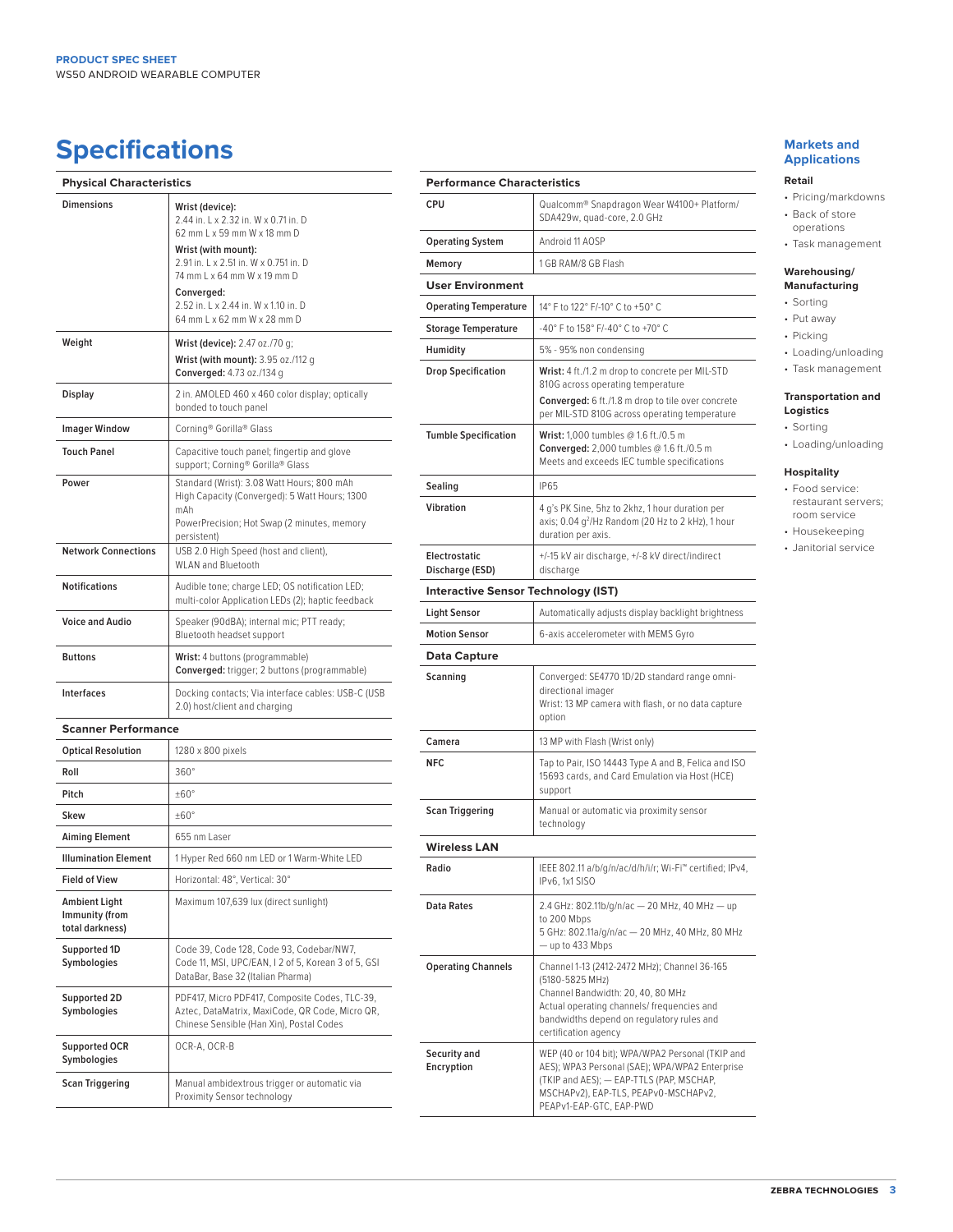# Specifications

| Physical Characteristics | |
|---|---|
| Dimensions | **Wrist (device):** 2.44 in. L x 2.32 in. W x 0.71 in. D 62 mm L x 59 mm W x 18 mm D<br>**Wrist (with mount):** 2.91 in. L x 2.51 in. W x 0.751 in. D 74 mm L x 64 mm W x 19 mm D<br>**Converged:** 2.52 in. L x 2.44 in. W x 1.10 in. D 64 mm L x 62 mm W x 28 mm D |
| Weight | **Wrist (device):** 2.47 oz./70 g;<br>**Wrist (with mount):** 3.95 oz./112 g<br>**Converged:** 4.73 oz./134 g |
| Display | 2 in. AMOLED 460 x 460 color display; optically bonded to touch panel |
| Imager Window | Corning® Gorilla® Glass |
| Touch Panel | Capacitive touch panel; fingertip and glove support; Corning® Gorilla® Glass |
| Power | Standard (Wrist): 3.08 Watt Hours; 800 mAh<br>High Capacity (Converged): 5 Watt Hours; 1300 mAh<br>PowerPrecision; Hot Swap (2 minutes, memory persistent) |
| Network Connections | USB 2.0 High Speed (host and client), WLAN and Bluetooth |
| Notifications | Audible tone; charge LED; OS notification LED; multi-color Application LEDs (2); haptic feedback |
| Voice and Audio | Speaker (90dBA); internal mic; PTT ready; Bluetooth headset support |
| Buttons | **Wrist:** 4 buttons (programmable)<br>**Converged:** trigger; 2 buttons (programmable) |
| Interfaces | Docking contacts; Via interface cables: USB-C (USB 2.0) host/client and charging |

| Scanner Performance | |
|---|---|
| Optical Resolution | 1280 x 800 pixels |
| Roll | 360° |
| Pitch | ±60° |
| Skew | ±60° |
| Aiming Element | 655 nm Laser |
| Illumination Element | 1 Hyper Red 660 nm LED or 1 Warm-White LED |
| Field of View | Horizontal: 48°, Vertical: 30° |
| Ambient Light Immunity (from total darkness) | Maximum 107,639 lux (direct sunlight) |
| Supported 1D Symbologies | Code 39, Code 128, Code 93, Codebar/NW7, Code 11, MSI, UPC/EAN, I 2 of 5, Korean 3 of 5, GSI DataBar, Base 32 (Italian Pharma) |
| Supported 2D Symbologies | PDF417, Micro PDF417, Composite Codes, TLC-39, Aztec, DataMatrix, MaxiCode, QR Code, Micro QR, Chinese Sensible (Han Xin), Postal Codes |
| Supported OCR Symbologies | OCR-A, OCR-B |
| Scan Triggering | Manual ambidextrous trigger or automatic via Proximity Sensor technology |

| Performance Characteristics | |
|---|---|
| CPU | Qualcomm® Snapdragon Wear W4100+ Platform/ SDA429w, quad-core, 2.0 GHz |
| Operating System | Android 11 AOSP |
| Memory | 1 GB RAM/8 GB Flash |

| User Environment | |
|---|---|
| Operating Temperature | 14° F to 122° F/-10° C to +50° C |
| Storage Temperature | -40° F to 158° F/-40° C to +70° C |
| Humidity | 5% - 95% non condensing |
| Drop Specification | **Wrist:** 4 ft./1.2 m drop to concrete per MIL-STD 810G across operating temperature<br>**Converged:** 6 ft./1.8 m drop to tile over concrete per MIL-STD 810G across operating temperature |
| Tumble Specification | **Wrist:** 1,000 tumbles @ 1.6 ft./0.5 m<br>**Converged:** 2,000 tumbles @ 1.6 ft./0.5 m<br>Meets and exceeds IEC tumble specifications |
| Sealing | IP65 |
| Vibration | 4 g's PK Sine, 5hz to 2khz, 1 hour duration per axis; 0.04 $g^2$/Hz Random (20 Hz to 2 kHz), 1 hour duration per axis. |
| Electrostatic Discharge (ESD) | +/-15 kV air discharge, +/-8 kV direct/indirect discharge |

| Interactive Sensor Technology (IST) | |
|---|---|
| Light Sensor | Automatically adjusts display backlight brightness |
| Motion Sensor | 6-axis accelerometer with MEMS Gyro |

| Data Capture | |
|---|---|
| Scanning | Converged: SE4770 1D/2D standard range omni-directional imager<br>Wrist: 13 MP camera with flash, or no data capture option |
| Camera | 13 MP with Flash (Wrist only) |
| NFC | Tap to Pair, ISO 14443 Type A and B, Felica and ISO 15693 cards, and Card Emulation via Host (HCE) support |
| Scan Triggering | Manual or automatic via proximity sensor technology |

| Wireless LAN | |
|---|---|
| Radio | IEEE 802.11 a/b/g/n/ac/d/h/i/r; Wi-Fi™ certified; IPv4, IPv6, 1x1 SISO |
| Data Rates | 2.4 GHz: 802.11b/g/n/ac — 20 MHz, 40 MHz — up to 200 Mbps<br>5 GHz: 802.11a/g/n/ac — 20 MHz, 40 MHz, 80 MHz — up to 433 Mbps |
| Operating Channels | Channel 1-13 (2412-2472 MHz); Channel 36-165 (5180-5825 MHz)<br>Channel Bandwidth: 20, 40, 80 MHz<br>Actual operating channels/ frequencies and bandwidths depend on regulatory rules and certification agency |
| Security and Encryption | WEP (40 or 104 bit); WPA/WPA2 Personal (TKIP and AES); WPA3 Personal (SAE); WPA/WPA2 Enterprise (TKIP and AES); — EAP-TTLS (PAP, MSCHAP, MSCHAPv2), EAP-TLS, PEAPv0-MSCHAPv2, PEAPv1-EAP-GTC, EAP-PWD |

## Markets and Applications

### Retail

- Pricing/markdowns
- Back of store operations
- Task management

### Warehousing/ Manufacturing

- Sorting
- Put away
- Picking
- Loading/unloading
- Task management

### Transportation and Logistics

- Sorting
- Loading/unloading

### Hospitality

- Food service: restaurant servers; room service
- Housekeeping
- Janitorial service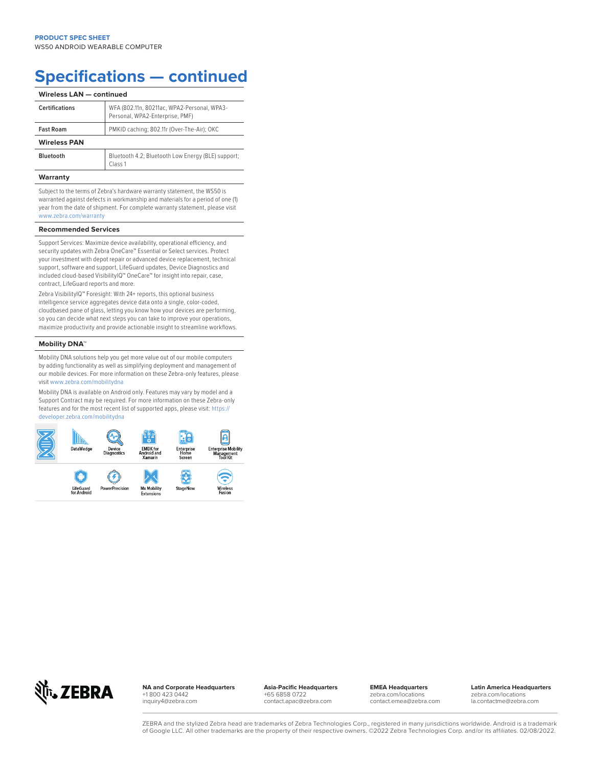# Specifications — continued

| Wireless LAN — continued | |
|---|---|
| Certifications | WFA (802.11n, 80211ac, WPA2-Personal, WPA3-Personal, WPA2-Enterprise, PMF) |
| Fast Roam | PMKID caching; 802.11r (Over-The-Air); OKC |

| Wireless PAN | |
|---|---|
| Bluetooth | Bluetooth 4.2; Bluetooth Low Energy (BLE) support; Class 1 |

### Warranty

Subject to the terms of Zebra's hardware warranty statement, the WS50 is warranted against defects in workmanship and materials for a period of one (1) year from the date of shipment. For complete warranty statement, please visit www.zebra.com/warranty

### Recommended Services

Support Services: Maximize device availability, operational efficiency, and security updates with Zebra OneCare™ Essential or Select services. Protect your investment with depot repair or advanced device replacement, technical support, software and support, LifeGuard updates, Device Diagnostics and included cloud-based VisibilityIQ™ OneCare™ for insight into repair, case, contract, LifeGuard reports and more.

Zebra VisibilityIQ™ Foresight: With 24+ reports, this optional business intelligence service aggregates device data onto a single, color-coded, cloudbased pane of glass, letting you know how your devices are performing, so you can decide what next steps you can take to improve your operations, maximize productivity and provide actionable insight to streamline workflows.

### Mobility DNA™

Mobility DNA solutions help you get more value out of our mobile computers by adding functionality as well as simplifying deployment and management of our mobile devices. For more information on these Zebra-only features, please visit www.zebra.com/mobilitydna

Mobility DNA is available on Android only. Features may vary by model and a Support Contract may be required. For more information on these Zebra-only features and for the most recent list of supported apps, please visit: https://developer.zebra.com/mobilitydna

DataWedge
Device Diagnostics
EMDK for Android and Xamarin
Enterprise Home Screen
Enterprise Mobility Management Tool Kit
LifeGuard for Android
PowerPrecision
Mx Mobility Extensions
StageNow
Wireless Fusion

**NA and Corporate Headquarters**
+1 800 423 0442
inquiry4@zebra.com

**Asia-Pacific Headquarters**
+65 6858 0722
contact.apac@zebra.com

**EMEA Headquarters**
zebra.com/locations
contact.emea@zebra.com

**Latin America Headquarters**
zebra.com/locations
la.contactme@zebra.com

ZEBRA and the stylized Zebra head are trademarks of Zebra Technologies Corp., registered in many jurisdictions worldwide. Android is a trademark of Google LLC. All other trademarks are the property of their respective owners. ©2022 Zebra Technologies Corp. and/or its affiliates. 02/08/2022.